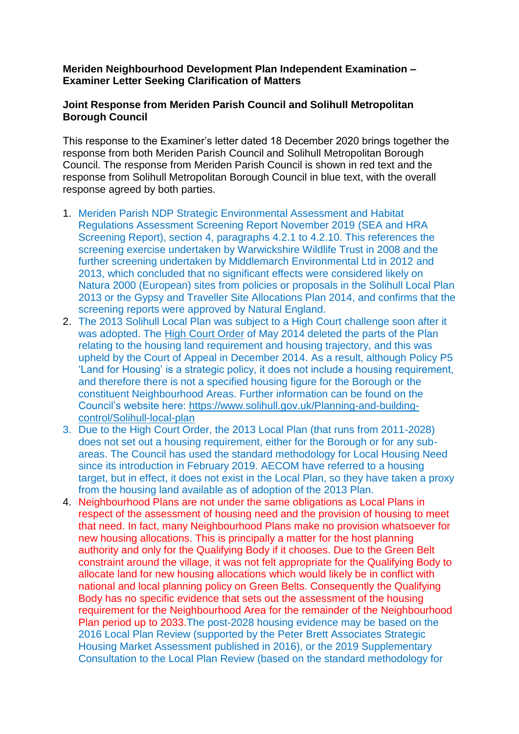**Meriden Neighbourhood Development Plan Independent Examination – Examiner Letter Seeking Clarification of Matters**

**Joint Response from Meriden Parish Council and Solihull Metropolitan Borough Council**

This response to the Examiner's letter dated 18 December 2020 brings together the response from both Meriden Parish Council and Solihull Metropolitan Borough Council. The response from Meriden Parish Council is shown in red text and the response from Solihull Metropolitan Borough Council in blue text, with the overall response agreed by both parties.

1. Meriden Parish NDP Strategic Environmental Assessment and Habitat Regulations Assessment Screening Report November 2019 (SEA and HRA Screening Report), section 4, paragraphs 4.2.1 to 4.2.10. This references the screening exercise undertaken by Warwickshire Wildlife Trust in 2008 and the further screening undertaken by Middlemarch Environmental Ltd in 2012 and 2013, which concluded that no significant effects were considered likely on Natura 2000 (European) sites from policies or proposals in the Solihull Local Plan 2013 or the Gypsy and Traveller Site Allocations Plan 2014, and confirms that the screening reports were approved by Natural England.
2. The 2013 Solihull Local Plan was subject to a High Court challenge soon after it was adopted. The High Court Order of May 2014 deleted the parts of the Plan relating to the housing land requirement and housing trajectory, and this was upheld by the Court of Appeal in December 2014. As a result, although Policy P5 'Land for Housing' is a strategic policy, it does not include a housing requirement, and therefore there is not a specified housing figure for the Borough or the constituent Neighbourhood Areas. Further information can be found on the Council's website here: https://www.solihull.gov.uk/Planning-and-building-control/Solihull-local-plan
3. Due to the High Court Order, the 2013 Local Plan (that runs from 2011-2028) does not set out a housing requirement, either for the Borough or for any sub-areas. The Council has used the standard methodology for Local Housing Need since its introduction in February 2019. AECOM have referred to a housing target, but in effect, it does not exist in the Local Plan, so they have taken a proxy from the housing land available as of adoption of the 2013 Plan.
4. Neighbourhood Plans are not under the same obligations as Local Plans in respect of the assessment of housing need and the provision of housing to meet that need. In fact, many Neighbourhood Plans make no provision whatsoever for new housing allocations. This is principally a matter for the host planning authority and only for the Qualifying Body if it chooses. Due to the Green Belt constraint around the village, it was not felt appropriate for the Qualifying Body to allocate land for new housing allocations which would likely be in conflict with national and local planning policy on Green Belts. Consequently the Qualifying Body has no specific evidence that sets out the assessment of the housing requirement for the Neighbourhood Area for the remainder of the Neighbourhood Plan period up to 2033.The post-2028 housing evidence may be based on the 2016 Local Plan Review (supported by the Peter Brett Associates Strategic Housing Market Assessment published in 2016), or the 2019 Supplementary Consultation to the Local Plan Review (based on the standard methodology for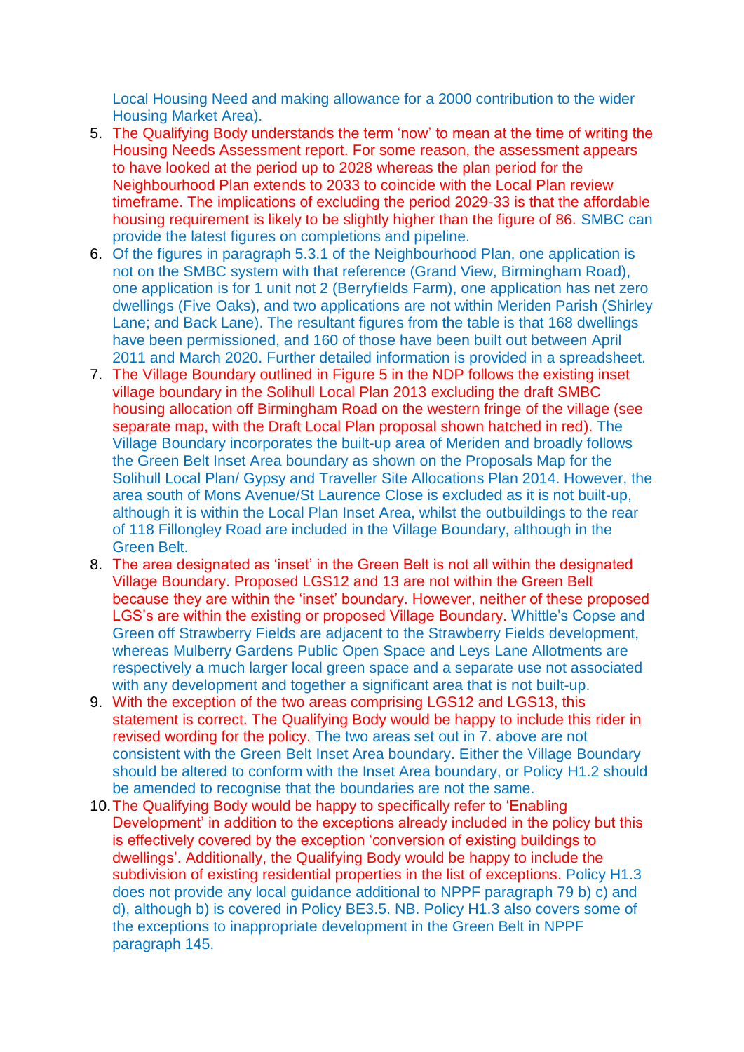Local Housing Need and making allowance for a 2000 contribution to the wider Housing Market Area).

5. The Qualifying Body understands the term 'now' to mean at the time of writing the Housing Needs Assessment report. For some reason, the assessment appears to have looked at the period up to 2028 whereas the plan period for the Neighbourhood Plan extends to 2033 to coincide with the Local Plan review timeframe. The implications of excluding the period 2029-33 is that the affordable housing requirement is likely to be slightly higher than the figure of 86. SMBC can provide the latest figures on completions and pipeline.
6. Of the figures in paragraph 5.3.1 of the Neighbourhood Plan, one application is not on the SMBC system with that reference (Grand View, Birmingham Road), one application is for 1 unit not 2 (Berryfields Farm), one application has net zero dwellings (Five Oaks), and two applications are not within Meriden Parish (Shirley Lane; and Back Lane). The resultant figures from the table is that 168 dwellings have been permissioned, and 160 of those have been built out between April 2011 and March 2020. Further detailed information is provided in a spreadsheet.
7. The Village Boundary outlined in Figure 5 in the NDP follows the existing inset village boundary in the Solihull Local Plan 2013 excluding the draft SMBC housing allocation off Birmingham Road on the western fringe of the village (see separate map, with the Draft Local Plan proposal shown hatched in red). The Village Boundary incorporates the built-up area of Meriden and broadly follows the Green Belt Inset Area boundary as shown on the Proposals Map for the Solihull Local Plan/ Gypsy and Traveller Site Allocations Plan 2014. However, the area south of Mons Avenue/St Laurence Close is excluded as it is not built-up, although it is within the Local Plan Inset Area, whilst the outbuildings to the rear of 118 Fillongley Road are included in the Village Boundary, although in the Green Belt.
8. The area designated as 'inset' in the Green Belt is not all within the designated Village Boundary. Proposed LGS12 and 13 are not within the Green Belt because they are within the 'inset' boundary. However, neither of these proposed LGS's are within the existing or proposed Village Boundary. Whittle's Copse and Green off Strawberry Fields are adjacent to the Strawberry Fields development, whereas Mulberry Gardens Public Open Space and Leys Lane Allotments are respectively a much larger local green space and a separate use not associated with any development and together a significant area that is not built-up.
9. With the exception of the two areas comprising LGS12 and LGS13, this statement is correct. The Qualifying Body would be happy to include this rider in revised wording for the policy. The two areas set out in 7. above are not consistent with the Green Belt Inset Area boundary. Either the Village Boundary should be altered to conform with the Inset Area boundary, or Policy H1.2 should be amended to recognise that the boundaries are not the same.
10. The Qualifying Body would be happy to specifically refer to 'Enabling Development' in addition to the exceptions already included in the policy but this is effectively covered by the exception 'conversion of existing buildings to dwellings'. Additionally, the Qualifying Body would be happy to include the subdivision of existing residential properties in the list of exceptions. Policy H1.3 does not provide any local guidance additional to NPPF paragraph 79 b) c) and d), although b) is covered in Policy BE3.5. NB. Policy H1.3 also covers some of the exceptions to inappropriate development in the Green Belt in NPPF paragraph 145.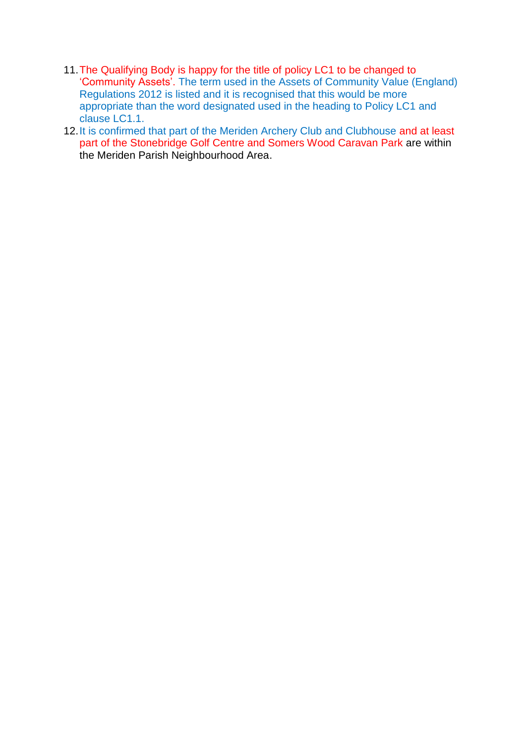11. The Qualifying Body is happy for the title of policy LC1 to be changed to 'Community Assets'. The term used in the Assets of Community Value (England) Regulations 2012 is listed and it is recognised that this would be more appropriate than the word designated used in the heading to Policy LC1 and clause LC1.1.
12. It is confirmed that part of the Meriden Archery Club and Clubhouse and at least part of the Stonebridge Golf Centre and Somers Wood Caravan Park are within the Meriden Parish Neighbourhood Area.